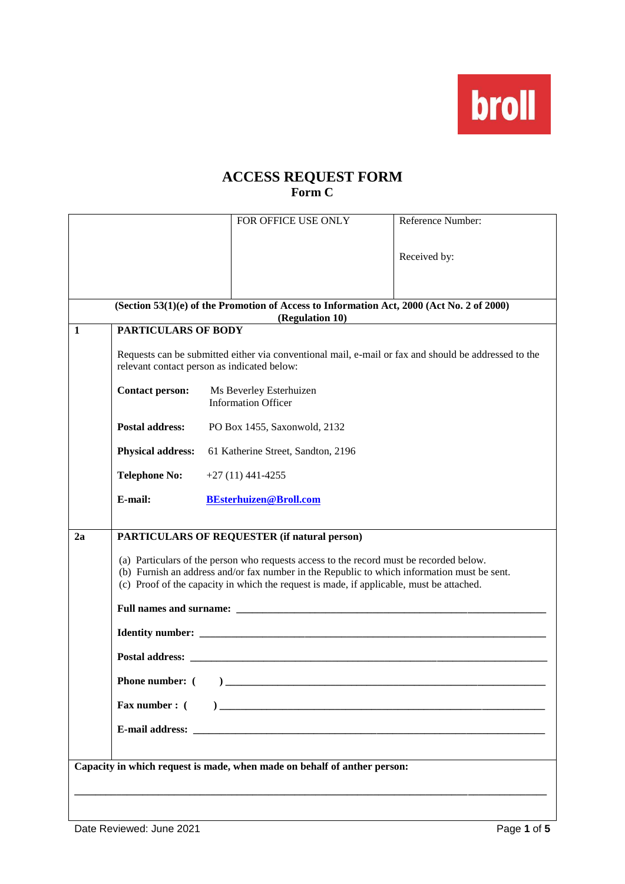broll

# ACCESS REQUEST FORM
## Form C

| | FOR OFFICE USE ONLY | Reference Number:<br><br>Received by: |
|---|---|---|

**(Section 53(1)(e) of the Promotion of Access to Information Act, 2000 (Act No. 2 of 2000) (Regulation 10)**

**1 PARTICULARS OF BODY**

Requests can be submitted either via conventional mail, e-mail or fax and should be addressed to the relevant contact person as indicated below:

**Contact person:** Ms Beverley Esterhuizen
Information Officer

**Postal address:** PO Box 1455, Saxonwold, 2132

**Physical address:** 61 Katherine Street, Sandton, 2196

**Telephone No:** +27 (11) 441-4255

**E-mail:** **BEsterhuizen@Broll.com**

**2a PARTICULARS OF REQUESTER (if natural person)**

(a) Particulars of the person who requests access to the record must be recorded below.
(b) Furnish an address and/or fax number in the Republic to which information must be sent.
(c) Proof of the capacity in which the request is made, if applicable, must be attached.

**Full names and surname:** ___________________________________________

**Identity number:** ___________________________________________

**Postal address:** ___________________________________________

**Phone number: (   )** ___________________________________________

**Fax number : (   )** ___________________________________________

**E-mail address:** ___________________________________________

**Capacity in which request is made, when made on behalf of anther person:**

___________________________________________

Date Reviewed: June 2021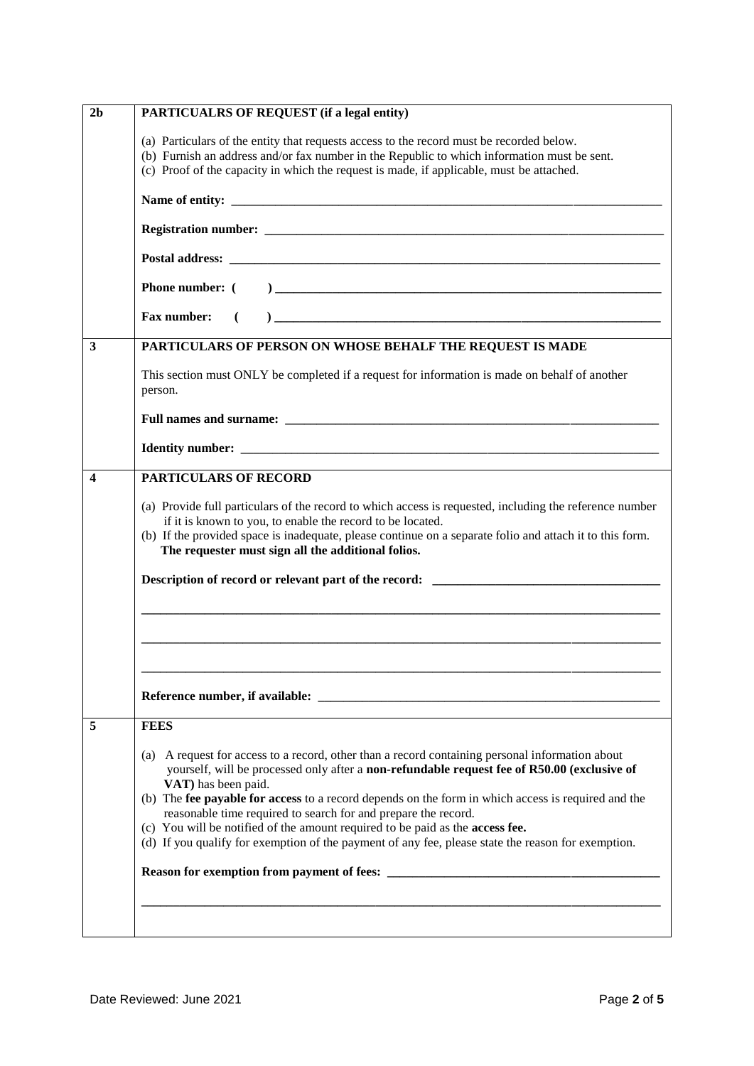| 2b | **PARTICUALRS OF REQUEST (if a legal entity)** |
|---|---|
| | (a) Particulars of the entity that requests access to the record must be recorded below.<br>(b) Furnish an address and/or fax number in the Republic to which information must be sent.<br>(c) Proof of the capacity in which the request is made, if applicable, must be attached.<br><br>**Name of entity:** ______________________________<br><br>**Registration number:** ______________________________<br><br>**Postal address:** ______________________________<br><br>**Phone number: (      )** ______________________________<br><br>**Fax number:   (      )** ______________________________ |
| **3** | **PARTICULARS OF PERSON ON WHOSE BEHALF THE REQUEST IS MADE** |
| | This section must ONLY be completed if a request for information is made on behalf of another person.<br><br>**Full names and surname:** ______________________________<br><br>**Identity number:** ______________________________ |
| **4** | **PARTICULARS OF RECORD** |
| | (a) Provide full particulars of the record to which access is requested, including the reference number if it is known to you, to enable the record to be located.<br>(b) If the provided space is inadequate, please continue on a separate folio and attach it to this form. **The requester must sign all the additional folios.**<br><br>**Description of record or relevant part of the record:** ______________________________<br><br>______________________________<br><br>______________________________<br><br>______________________________<br><br>**Reference number, if available:** ______________________________ |
| **5** | **FEES** |
| | (a) A request for access to a record, other than a record containing personal information about yourself, will be processed only after a **non-refundable request fee of R50.00 (exclusive of VAT)** has been paid.<br>(b) The **fee payable for access** to a record depends on the form in which access is required and the reasonable time required to search for and prepare the record.<br>(c) You will be notified of the amount required to be paid as the **access fee.**<br>(d) If you qualify for exemption of the payment of any fee, please state the reason for exemption.<br><br>**Reason for exemption from payment of fees:** ______________________________<br><br>______________________________ |

Date Reviewed: June 2021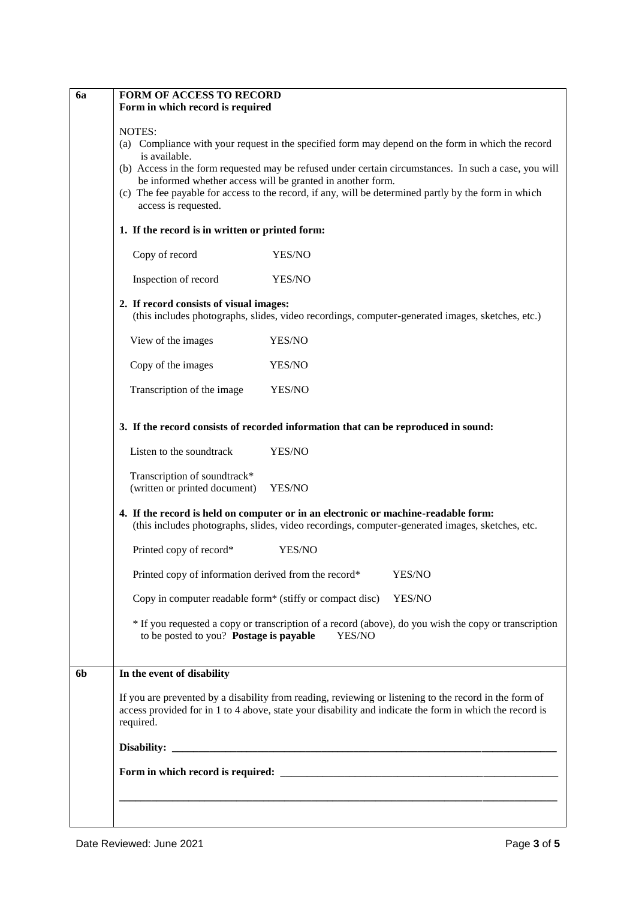## 6a FORM OF ACCESS TO RECORD

**Form in which record is required**

NOTES:

(a) Compliance with your request in the specified form may depend on the form in which the record is available.

(b) Access in the form requested may be refused under certain circumstances. In such a case, you will be informed whether access will be granted in another form.

(c) The fee payable for access to the record, if any, will be determined partly by the form in which access is requested.

**1. If the record is in written or printed form:**

| | |
|---|---|
| Copy of record | YES/NO |
| Inspection of record | YES/NO |

**2. If record consists of visual images:**
(this includes photographs, slides, video recordings, computer-generated images, sketches, etc.)

| | |
|---|---|
| View of the images | YES/NO |
| Copy of the images | YES/NO |
| Transcription of the image | YES/NO |

**3. If the record consists of recorded information that can be reproduced in sound:**

| | |
|---|---|
| Listen to the soundtrack | YES/NO |
| Transcription of soundtrack* (written or printed document) | YES/NO |

**4. If the record is held on computer or in an electronic or machine-readable form:**
(this includes photographs, slides, video recordings, computer-generated images, sketches, etc.

| | |
|---|---|
| Printed copy of record* | YES/NO |
| Printed copy of information derived from the record* | YES/NO |
| Copy in computer readable form* (stiffy or compact disc) | YES/NO |

* If you requested a copy or transcription of a record (above), do you wish the copy or transcription to be posted to you? **Postage is payable** YES/NO

## 6b In the event of disability

If you are prevented by a disability from reading, reviewing or listening to the record in the form of access provided for in 1 to 4 above, state your disability and indicate the form in which the record is required.

**Disability:** ______________________________________________________________

**Form in which record is required:** ______________________________________________

______________________________________________________________________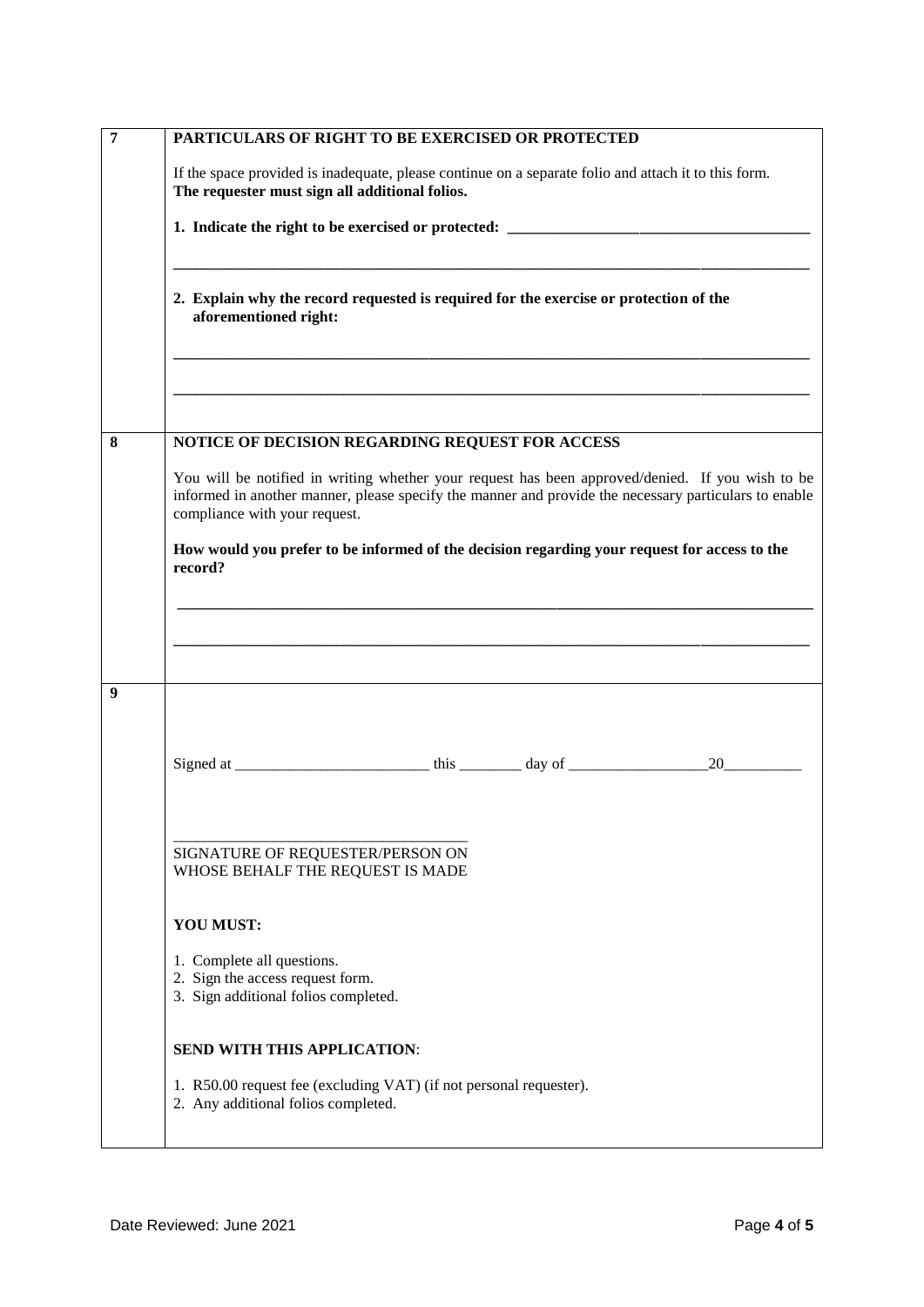| | |
|---|---|
| **7** | **PARTICULARS OF RIGHT TO BE EXERCISED OR PROTECTED**<br><br>If the space provided is inadequate, please continue on a separate folio and attach it to this form. **The requester must sign all additional folios.**<br><br>**1. Indicate the right to be exercised or protected:** ______________________________________<br><br>_______________________________________________________________________________<br><br>**2. Explain why the record requested is required for the exercise or protection of the aforementioned right:**<br><br>_______________________________________________________________________________<br><br>_______________________________________________________________________________ |
| **8** | **NOTICE OF DECISION REGARDING REQUEST FOR ACCESS**<br><br>You will be notified in writing whether your request has been approved/denied. If you wish to be informed in another manner, please specify the manner and provide the necessary particulars to enable compliance with your request.<br><br>**How would you prefer to be informed of the decision regarding your request for access to the record?**<br><br>_______________________________________________________________________________<br><br>_______________________________________________________________________________ |
| **9** | Signed at _________________________ this ________ day of __________________20__________<br><br>____________________________________<br>SIGNATURE OF REQUESTER/PERSON ON WHOSE BEHALF THE REQUEST IS MADE<br><br>**YOU MUST:**<br><br>1. Complete all questions.<br>2. Sign the access request form.<br>3. Sign additional folios completed.<br><br>**SEND WITH THIS APPLICATION**:<br><br>1. R50.00 request fee (excluding VAT) (if not personal requester).<br>2. Any additional folios completed. |

Date Reviewed: June 2021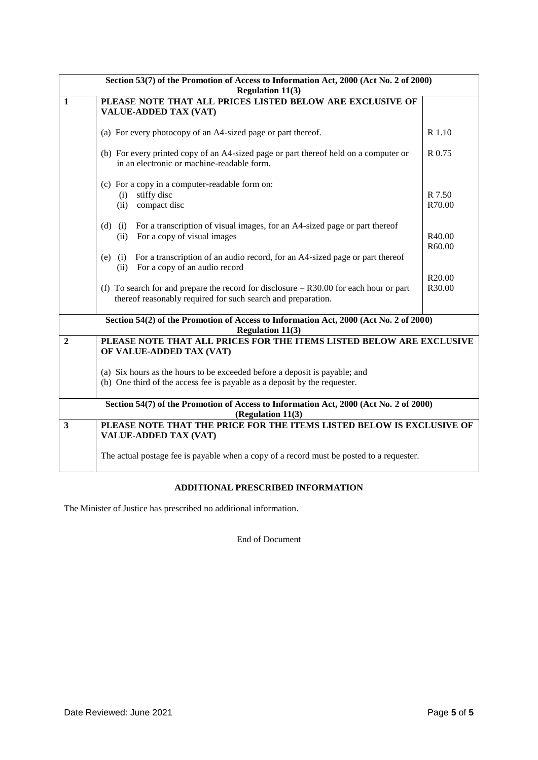| | | |
|---|---|---|
| **Section 53(7) of the Promotion of Access to Information Act, 2000 (Act No. 2 of 2000)**<br>**Regulation 11(3)** | | |
| **1** | **PLEASE NOTE THAT ALL PRICES LISTED BELOW ARE EXCLUSIVE OF VALUE-ADDED TAX (VAT)** | |
| | (a) For every photocopy of an A4-sized page or part thereof. | R 1.10 |
| | (b) For every printed copy of an A4-sized page or part thereof held on a computer or in an electronic or machine-readable form. | R 0.75 |
| | (c) For a copy in a computer-readable form on:<br>(i) stiffy disc<br>(ii) compact disc | <br>R 7.50<br>R70.00 |
| | (d) (i) For a transcription of visual images, for an A4-sized page or part thereof<br>(ii) For a copy of visual images | R40.00<br>R60.00 |
| | (e) (i) For a transcription of an audio record, for an A4-sized page or part thereof<br>(ii) For a copy of an audio record | R20.00 |
| | (f) To search for and prepare the record for disclosure – R30.00 for each hour or part thereof reasonably required for such search and preparation. | R30.00 |
| **Section 54(2) of the Promotion of Access to Information Act, 2000 (Act No. 2 of 2000)**<br>**Regulation 11(3)** | | |
| **2** | **PLEASE NOTE THAT ALL PRICES FOR THE ITEMS LISTED BELOW ARE EXCLUSIVE OF VALUE-ADDED TAX (VAT)**<br><br>(a) Six hours as the hours to be exceeded before a deposit is payable; and<br>(b) One third of the access fee is payable as a deposit by the requester. | |
| **Section 54(7) of the Promotion of Access to Information Act, 2000 (Act No. 2 of 2000)**<br>**(Regulation 11(3)** | | |
| **3** | **PLEASE NOTE THAT THE PRICE FOR THE ITEMS LISTED BELOW IS EXCLUSIVE OF VALUE-ADDED TAX (VAT)**<br><br>The actual postage fee is payable when a copy of a record must be posted to a requester. | |

## ADDITIONAL PRESCRIBED INFORMATION

The Minister of Justice has prescribed no additional information.

End of Document

Date Reviewed: June 2021